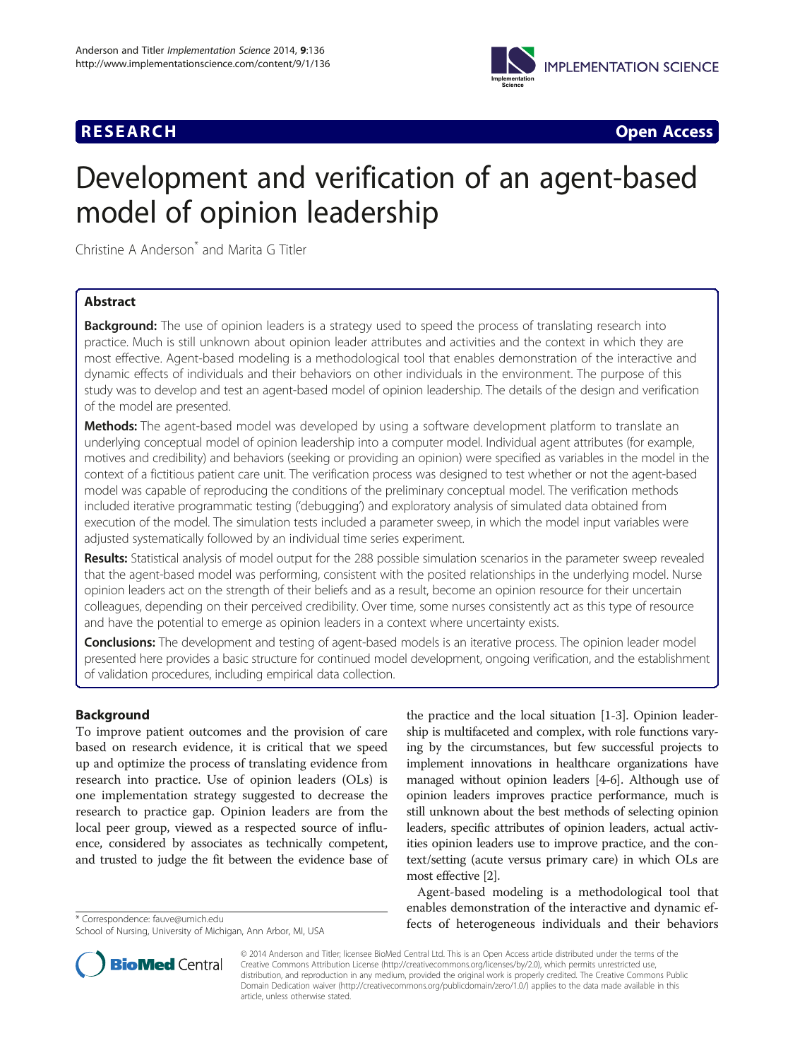# Development and verification of an agent-based model of opinion leadership

Christine A Anderson* and Marita G Titler

## Abstract

**Background:** The use of opinion leaders is a strategy used to speed the process of translating research into practice. Much is still unknown about opinion leader attributes and activities and the context in which they are most effective. Agent-based modeling is a methodological tool that enables demonstration of the interactive and dynamic effects of individuals and their behaviors on other individuals in the environment. The purpose of this study was to develop and test an agent-based model of opinion leadership. The details of the design and verification of the model are presented.

**Methods:** The agent-based model was developed by using a software development platform to translate an underlying conceptual model of opinion leadership into a computer model. Individual agent attributes (for example, motives and credibility) and behaviors (seeking or providing an opinion) were specified as variables in the model in the context of a fictitious patient care unit. The verification process was designed to test whether or not the agent-based model was capable of reproducing the conditions of the preliminary conceptual model. The verification methods included iterative programmatic testing ('debugging') and exploratory analysis of simulated data obtained from execution of the model. The simulation tests included a parameter sweep, in which the model input variables were adjusted systematically followed by an individual time series experiment.

**Results:** Statistical analysis of model output for the 288 possible simulation scenarios in the parameter sweep revealed that the agent-based model was performing, consistent with the posited relationships in the underlying model. Nurse opinion leaders act on the strength of their beliefs and as a result, become an opinion resource for their uncertain colleagues, depending on their perceived credibility. Over time, some nurses consistently act as this type of resource and have the potential to emerge as opinion leaders in a context where uncertainty exists.

**Conclusions:** The development and testing of agent-based models is an iterative process. The opinion leader model presented here provides a basic structure for continued model development, ongoing verification, and the establishment of validation procedures, including empirical data collection.

## Background

To improve patient outcomes and the provision of care based on research evidence, it is critical that we speed up and optimize the process of translating evidence from research into practice. Use of opinion leaders (OLs) is one implementation strategy suggested to decrease the research to practice gap. Opinion leaders are from the local peer group, viewed as a respected source of influence, considered by associates as technically competent, and trusted to judge the fit between the evidence base of the practice and the local situation [1-3]. Opinion leadership is multifaceted and complex, with role functions varying by the circumstances, but few successful projects to implement innovations in healthcare organizations have managed without opinion leaders [4-6]. Although use of opinion leaders improves practice performance, much is still unknown about the best methods of selecting opinion leaders, specific attributes of opinion leaders, actual activities opinion leaders use to improve practice, and the context/setting (acute versus primary care) in which OLs are most effective [2].

Agent-based modeling is a methodological tool that enables demonstration of the interactive and dynamic effects of heterogeneous individuals and their behaviors

\* Correspondence: fauve@umich.edu
School of Nursing, University of Michigan, Ann Arbor, MI, USA

© 2014 Anderson and Titler; licensee BioMed Central Ltd. This is an Open Access article distributed under the terms of the Creative Commons Attribution License (http://creativecommons.org/licenses/by/2.0), which permits unrestricted use, distribution, and reproduction in any medium, provided the original work is properly credited. The Creative Commons Public Domain Dedication waiver (http://creativecommons.org/publicdomain/zero/1.0/) applies to the data made available in this article, unless otherwise stated.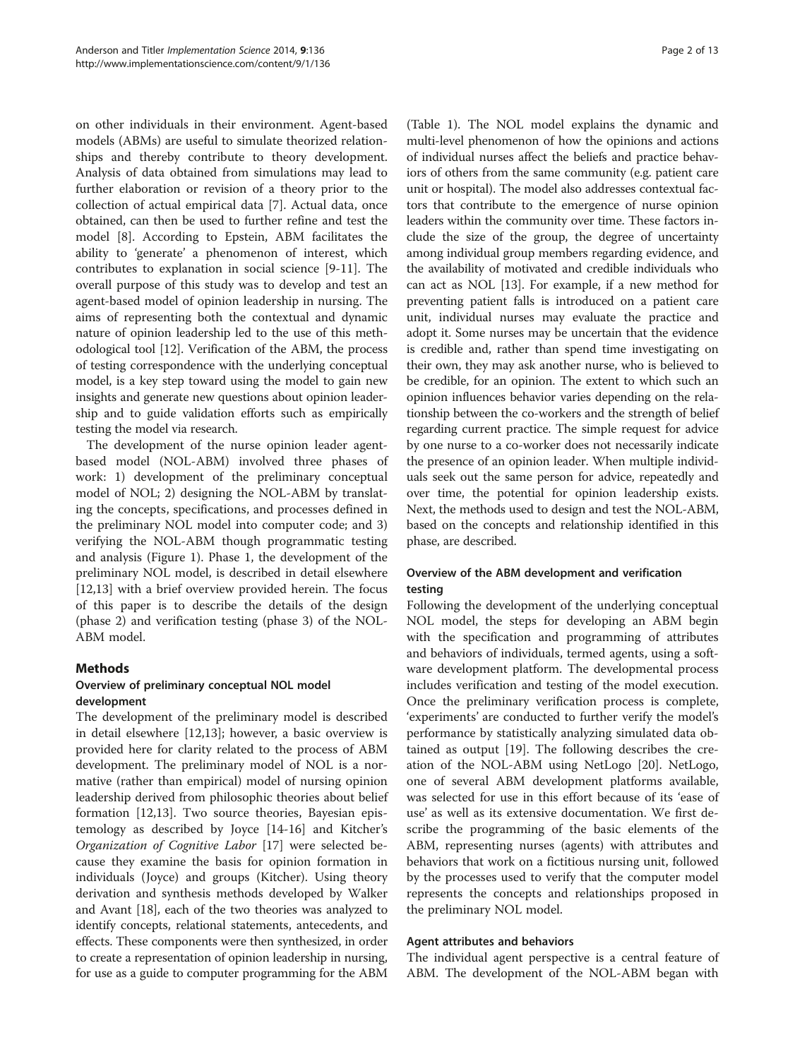on other individuals in their environment. Agent-based models (ABMs) are useful to simulate theorized relationships and thereby contribute to theory development. Analysis of data obtained from simulations may lead to further elaboration or revision of a theory prior to the collection of actual empirical data [7]. Actual data, once obtained, can then be used to further refine and test the model [8]. According to Epstein, ABM facilitates the ability to 'generate' a phenomenon of interest, which contributes to explanation in social science [9-11]. The overall purpose of this study was to develop and test an agent-based model of opinion leadership in nursing. The aims of representing both the contextual and dynamic nature of opinion leadership led to the use of this methodological tool [12]. Verification of the ABM, the process of testing correspondence with the underlying conceptual model, is a key step toward using the model to gain new insights and generate new questions about opinion leadership and to guide validation efforts such as empirically testing the model via research.

The development of the nurse opinion leader agent-based model (NOL-ABM) involved three phases of work: 1) development of the preliminary conceptual model of NOL; 2) designing the NOL-ABM by translating the concepts, specifications, and processes defined in the preliminary NOL model into computer code; and 3) verifying the NOL-ABM though programmatic testing and analysis (Figure 1). Phase 1, the development of the preliminary NOL model, is described in detail elsewhere [12,13] with a brief overview provided herein. The focus of this paper is to describe the details of the design (phase 2) and verification testing (phase 3) of the NOL-ABM model.

## Methods

### Overview of preliminary conceptual NOL model development

The development of the preliminary model is described in detail elsewhere [12,13]; however, a basic overview is provided here for clarity related to the process of ABM development. The preliminary model of NOL is a normative (rather than empirical) model of nursing opinion leadership derived from philosophic theories about belief formation [12,13]. Two source theories, Bayesian epistemology as described by Joyce [14-16] and Kitcher's *Organization of Cognitive Labor* [17] were selected because they examine the basis for opinion formation in individuals (Joyce) and groups (Kitcher). Using theory derivation and synthesis methods developed by Walker and Avant [18], each of the two theories was analyzed to identify concepts, relational statements, antecedents, and effects. These components were then synthesized, in order to create a representation of opinion leadership in nursing, for use as a guide to computer programming for the ABM (Table 1). The NOL model explains the dynamic and multi-level phenomenon of how the opinions and actions of individual nurses affect the beliefs and practice behaviors of others from the same community (e.g. patient care unit or hospital). The model also addresses contextual factors that contribute to the emergence of nurse opinion leaders within the community over time. These factors include the size of the group, the degree of uncertainty among individual group members regarding evidence, and the availability of motivated and credible individuals who can act as NOL [13]. For example, if a new method for preventing patient falls is introduced on a patient care unit, individual nurses may evaluate the practice and adopt it. Some nurses may be uncertain that the evidence is credible and, rather than spend time investigating on their own, they may ask another nurse, who is believed to be credible, for an opinion. The extent to which such an opinion influences behavior varies depending on the relationship between the co-workers and the strength of belief regarding current practice. The simple request for advice by one nurse to a co-worker does not necessarily indicate the presence of an opinion leader. When multiple individuals seek out the same person for advice, repeatedly and over time, the potential for opinion leadership exists. Next, the methods used to design and test the NOL-ABM, based on the concepts and relationship identified in this phase, are described.

### Overview of the ABM development and verification testing

Following the development of the underlying conceptual NOL model, the steps for developing an ABM begin with the specification and programming of attributes and behaviors of individuals, termed agents, using a software development platform. The developmental process includes verification and testing of the model execution. Once the preliminary verification process is complete, 'experiments' are conducted to further verify the model's performance by statistically analyzing simulated data obtained as output [19]. The following describes the creation of the NOL-ABM using NetLogo [20]. NetLogo, one of several ABM development platforms available, was selected for use in this effort because of its 'ease of use' as well as its extensive documentation. We first describe the programming of the basic elements of the ABM, representing nurses (agents) with attributes and behaviors that work on a fictitious nursing unit, followed by the processes used to verify that the computer model represents the concepts and relationships proposed in the preliminary NOL model.

### Agent attributes and behaviors

The individual agent perspective is a central feature of ABM. The development of the NOL-ABM began with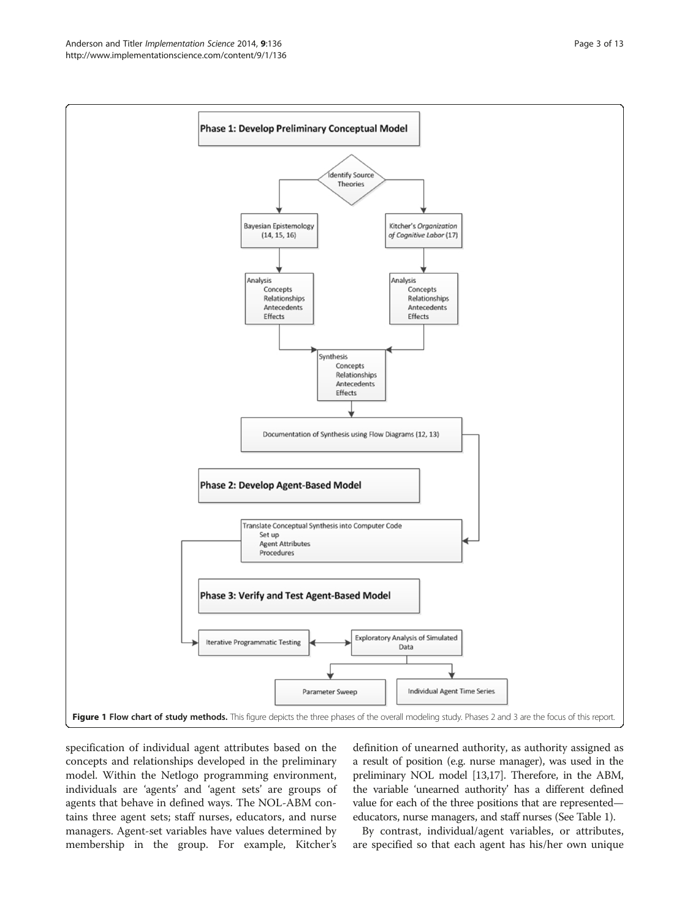**Figure 1 Flow chart of study methods.** This figure depicts the three phases of the overall modeling study. Phases 2 and 3 are the focus of this report.

specification of individual agent attributes based on the concepts and relationships developed in the preliminary model. Within the Netlogo programming environment, individuals are 'agents' and 'agent sets' are groups of agents that behave in defined ways. The NOL-ABM contains three agent sets; staff nurses, educators, and nurse managers. Agent-set variables have values determined by membership in the group. For example, Kitcher's definition of unearned authority, as authority assigned as a result of position (e.g. nurse manager), was used in the preliminary NOL model [13,17]. Therefore, in the ABM, the variable 'unearned authority' has a different defined value for each of the three positions that are represented—educators, nurse managers, and staff nurses (See Table 1).

By contrast, individual/agent variables, or attributes, are specified so that each agent has his/her own unique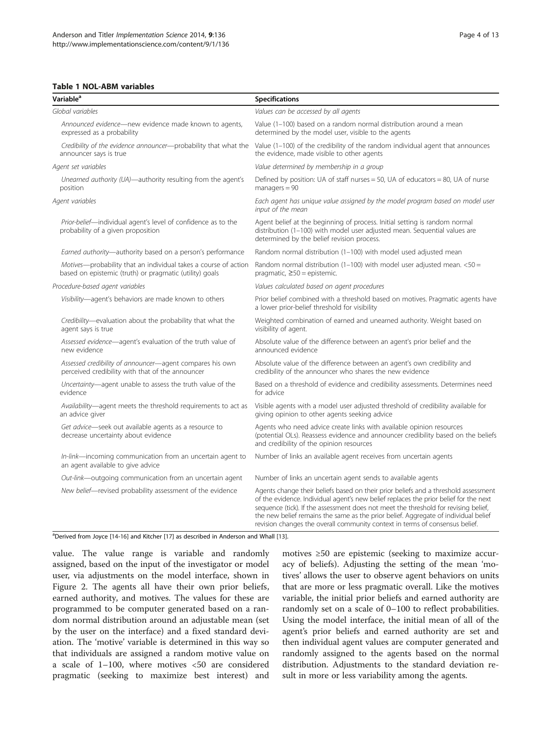**Table 1 NOL-ABM variables**

| Variable[a] | Specifications |
|---|---|
| *Global variables* | *Values can be accessed by all agents* |
| *Announced evidence*—new evidence made known to agents, expressed as a probability | Value (1–100) based on a random normal distribution around a mean determined by the model user, visible to the agents |
| *Credibility of the evidence announcer*—probability that what the announcer says is true | Value (1–100) of the credibility of the random individual agent that announces the evidence, made visible to other agents |
| *Agent set variables* | *Value determined by membership in a group* |
| *Unearned authority (UA)*—authority resulting from the agent's position | Defined by position: UA of staff nurses = 50, UA of educators = 80, UA of nurse managers = 90 |
| *Agent variables* | *Each agent has unique value assigned by the model program based on model user input of the mean* |
| *Prior-belief*—individual agent's level of confidence as to the probability of a given proposition | Agent belief at the beginning of process. Initial setting is random normal distribution (1–100) with model user adjusted mean. Sequential values are determined by the belief revision process. |
| *Earned authority*—authority based on a person's performance | Random normal distribution (1–100) with model used adjusted mean |
| *Motives*—probability that an individual takes a course of action based on epistemic (truth) or pragmatic (utility) goals | Random normal distribution (1–100) with model user adjusted mean. <50 = pragmatic, ≥50 = epistemic. |
| *Procedure-based agent variables* | *Values calculated based on agent procedures* |
| *Visibility*—agent's behaviors are made known to others | Prior belief combined with a threshold based on motives. Pragmatic agents have a lower prior-belief threshold for visibility |
| *Credibility*—evaluation about the probability that what the agent says is true | Weighted combination of earned and unearned authority. Weight based on visibility of agent. |
| *Assessed evidence*—agent's evaluation of the truth value of new evidence | Absolute value of the difference between an agent's prior belief and the announced evidence |
| *Assessed credibility of announcer*—agent compares his own perceived credibility with that of the announcer | Absolute value of the difference between an agent's own credibility and credibility of the announcer who shares the new evidence |
| *Uncertainty*—agent unable to assess the truth value of the evidence | Based on a threshold of evidence and credibility assessments. Determines need for advice |
| *Availability*—agent meets the threshold requirements to act as an advice giver | Visible agents with a model user adjusted threshold of credibility available for giving opinion to other agents seeking advice |
| *Get advice*—seek out available agents as a resource to decrease uncertainty about evidence | Agents who need advice create links with available opinion resources (potential OLs). Reassess evidence and announcer credibility based on the beliefs and credibility of the opinion resources |
| *In-link*—incoming communication from an uncertain agent to an agent available to give advice | Number of links an available agent receives from uncertain agents |
| *Out-link*—outgoing communication from an uncertain agent | Number of links an uncertain agent sends to available agents |
| *New belief*—revised probability assessment of the evidence | Agents change their beliefs based on their prior beliefs and a threshold assessment of the evidence. Individual agent's new belief replaces the prior belief for the next sequence (tick). If the assessment does not meet the threshold for revising belief, the new belief remains the same as the prior belief. Aggregate of individual belief revision changes the overall community context in terms of consensus belief. |

[a]Derived from Joyce [14-16] and Kitcher [17] as described in Anderson and Whall [13].

value. The value range is variable and randomly assigned, based on the input of the investigator or model user, via adjustments on the model interface, shown in Figure 2. The agents all have their own prior beliefs, earned authority, and motives. The values for these are programmed to be computer generated based on a random normal distribution around an adjustable mean (set by the user on the interface) and a fixed standard deviation. The 'motive' variable is determined in this way so that individuals are assigned a random motive value on a scale of 1–100, where motives <50 are considered pragmatic (seeking to maximize best interest) and motives ≥50 are epistemic (seeking to maximize accuracy of beliefs). Adjusting the setting of the mean 'motives' allows the user to observe agent behaviors on units that are more or less pragmatic overall. Like the motives variable, the initial prior beliefs and earned authority are randomly set on a scale of 0–100 to reflect probabilities. Using the model interface, the initial mean of all of the agent's prior beliefs and earned authority are set and then individual agent values are computer generated and randomly assigned to the agents based on the normal distribution. Adjustments to the standard deviation result in more or less variability among the agents.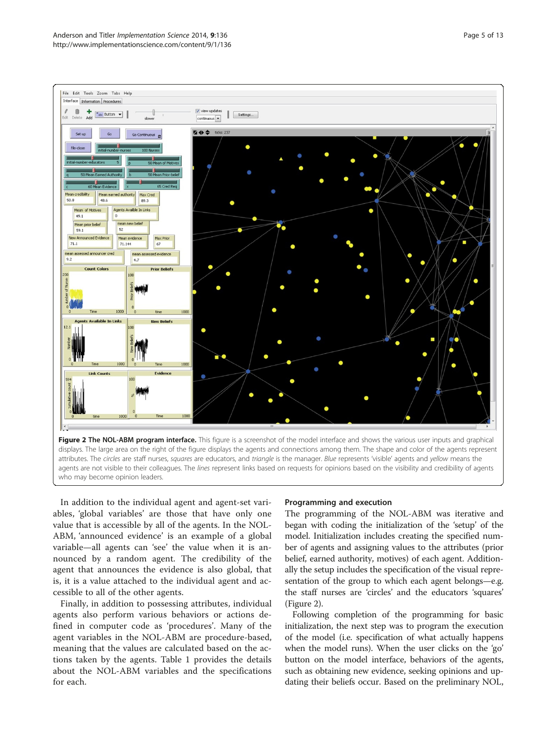**Figure 2 The NOL-ABM program interface.** This figure is a screenshot of the model interface and shows the various user inputs and graphical displays. The large area on the right of the figure displays the agents and connections among them. The shape and color of the agents represent attributes. The *circles* are staff nurses, *squares* are educators, and *triangle* is the manager. *Blue* represents 'visible' agents and *yellow* means the agents are not visible to their colleagues. The *lines* represent links based on requests for opinions based on the visibility and credibility of agents who may become opinion leaders.

In addition to the individual agent and agent-set variables, 'global variables' are those that have only one value that is accessible by all of the agents. In the NOL-ABM, 'announced evidence' is an example of a global variable—all agents can 'see' the value when it is announced by a random agent. The credibility of the agent that announces the evidence is also global, that is, it is a value attached to the individual agent and accessible to all of the other agents.

Finally, in addition to possessing attributes, individual agents also perform various behaviors or actions defined in computer code as 'procedures'. Many of the agent variables in the NOL-ABM are procedure-based, meaning that the values are calculated based on the actions taken by the agents. Table 1 provides the details about the NOL-ABM variables and the specifications for each.

### Programming and execution

The programming of the NOL-ABM was iterative and began with coding the initialization of the 'setup' of the model. Initialization includes creating the specified number of agents and assigning values to the attributes (prior belief, earned authority, motives) of each agent. Additionally the setup includes the specification of the visual representation of the group to which each agent belongs—e.g. the staff nurses are 'circles' and the educators 'squares' (Figure 2).

Following completion of the programming for basic initialization, the next step was to program the execution of the model (i.e. specification of what actually happens when the model runs). When the user clicks on the 'go' button on the model interface, behaviors of the agents, such as obtaining new evidence, seeking opinions and updating their beliefs occur. Based on the preliminary NOL,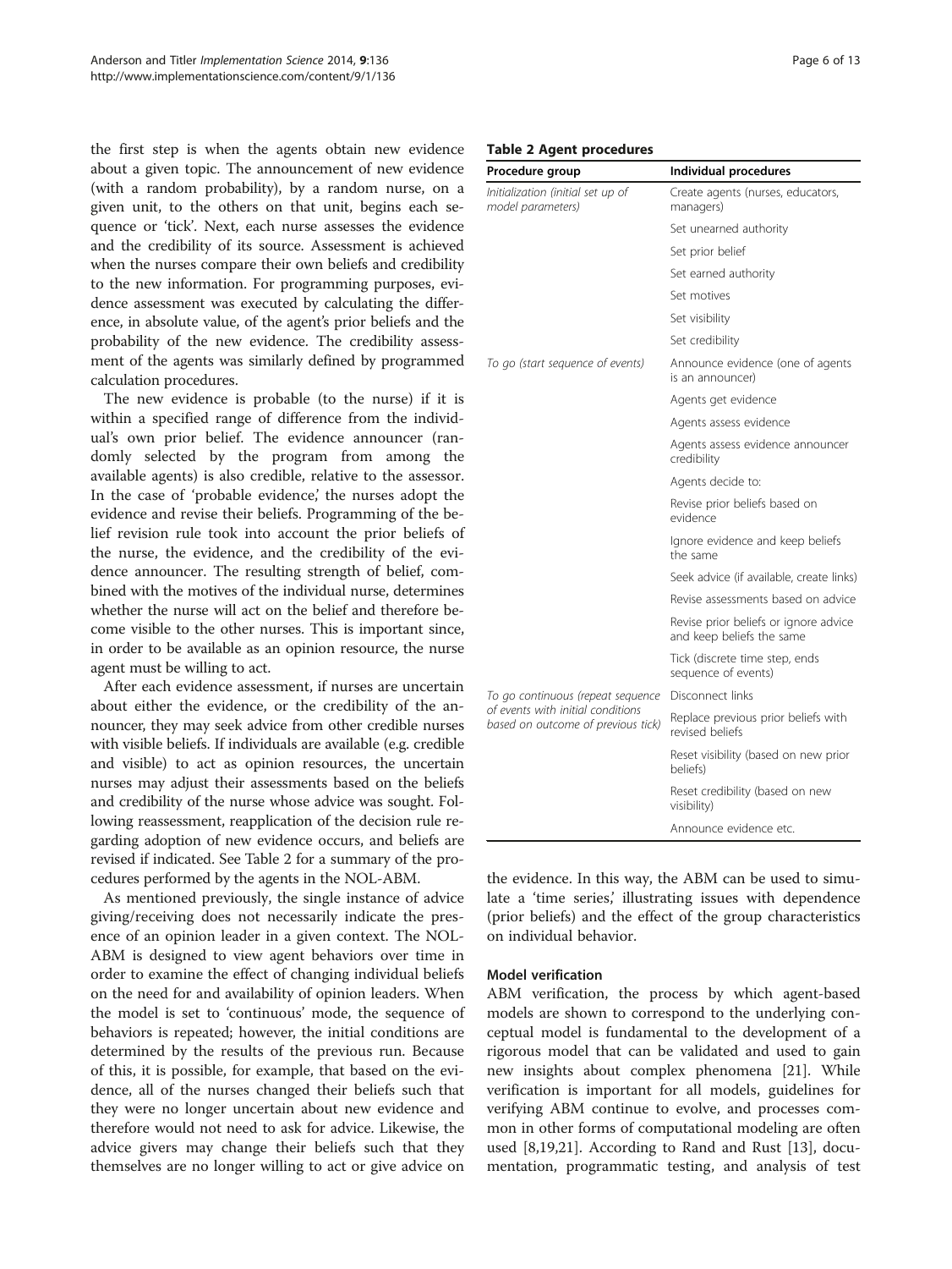the first step is when the agents obtain new evidence about a given topic. The announcement of new evidence (with a random probability), by a random nurse, on a given unit, to the others on that unit, begins each sequence or 'tick'. Next, each nurse assesses the evidence and the credibility of its source. Assessment is achieved when the nurses compare their own beliefs and credibility to the new information. For programming purposes, evidence assessment was executed by calculating the difference, in absolute value, of the agent's prior beliefs and the probability of the new evidence. The credibility assessment of the agents was similarly defined by programmed calculation procedures.

The new evidence is probable (to the nurse) if it is within a specified range of difference from the individual's own prior belief. The evidence announcer (randomly selected by the program from among the available agents) is also credible, relative to the assessor. In the case of 'probable evidence,' the nurses adopt the evidence and revise their beliefs. Programming of the belief revision rule took into account the prior beliefs of the nurse, the evidence, and the credibility of the evidence announcer. The resulting strength of belief, combined with the motives of the individual nurse, determines whether the nurse will act on the belief and therefore become visible to the other nurses. This is important since, in order to be available as an opinion resource, the nurse agent must be willing to act.

After each evidence assessment, if nurses are uncertain about either the evidence, or the credibility of the announcer, they may seek advice from other credible nurses with visible beliefs. If individuals are available (e.g. credible and visible) to act as opinion resources, the uncertain nurses may adjust their assessments based on the beliefs and credibility of the nurse whose advice was sought. Following reassessment, reapplication of the decision rule regarding adoption of new evidence occurs, and beliefs are revised if indicated. See Table 2 for a summary of the procedures performed by the agents in the NOL-ABM.

As mentioned previously, the single instance of advice giving/receiving does not necessarily indicate the presence of an opinion leader in a given context. The NOL-ABM is designed to view agent behaviors over time in order to examine the effect of changing individual beliefs on the need for and availability of opinion leaders. When the model is set to 'continuous' mode, the sequence of behaviors is repeated; however, the initial conditions are determined by the results of the previous run. Because of this, it is possible, for example, that based on the evidence, all of the nurses changed their beliefs such that they were no longer uncertain about new evidence and therefore would not need to ask for advice. Likewise, the advice givers may change their beliefs such that they themselves are no longer willing to act or give advice on

**Table 2 Agent procedures**

| Procedure group | Individual procedures |
|---|---|
| *Initialization (initial set up of model parameters)* | Create agents (nurses, educators, managers) |
| | Set unearned authority |
| | Set prior belief |
| | Set earned authority |
| | Set motives |
| | Set visibility |
| | Set credibility |
| *To go (start sequence of events)* | Announce evidence (one of agents is an announcer) |
| | Agents get evidence |
| | Agents assess evidence |
| | Agents assess evidence announcer credibility |
| | Agents decide to: |
| | Revise prior beliefs based on evidence |
| | Ignore evidence and keep beliefs the same |
| | Seek advice (if available, create links) |
| | Revise assessments based on advice |
| | Revise prior beliefs or ignore advice and keep beliefs the same |
| | Tick (discrete time step, ends sequence of events) |
| *To go continuous (repeat sequence of events with initial conditions based on outcome of previous tick)* | Disconnect links |
| | Replace previous prior beliefs with revised beliefs |
| | Reset visibility (based on new prior beliefs) |
| | Reset credibility (based on new visibility) |
| | Announce evidence etc. |

the evidence. In this way, the ABM can be used to simulate a 'time series,' illustrating issues with dependence (prior beliefs) and the effect of the group characteristics on individual behavior.

### Model verification

ABM verification, the process by which agent-based models are shown to correspond to the underlying conceptual model is fundamental to the development of a rigorous model that can be validated and used to gain new insights about complex phenomena [21]. While verification is important for all models, guidelines for verifying ABM continue to evolve, and processes common in other forms of computational modeling are often used [8,19,21]. According to Rand and Rust [13], documentation, programmatic testing, and analysis of test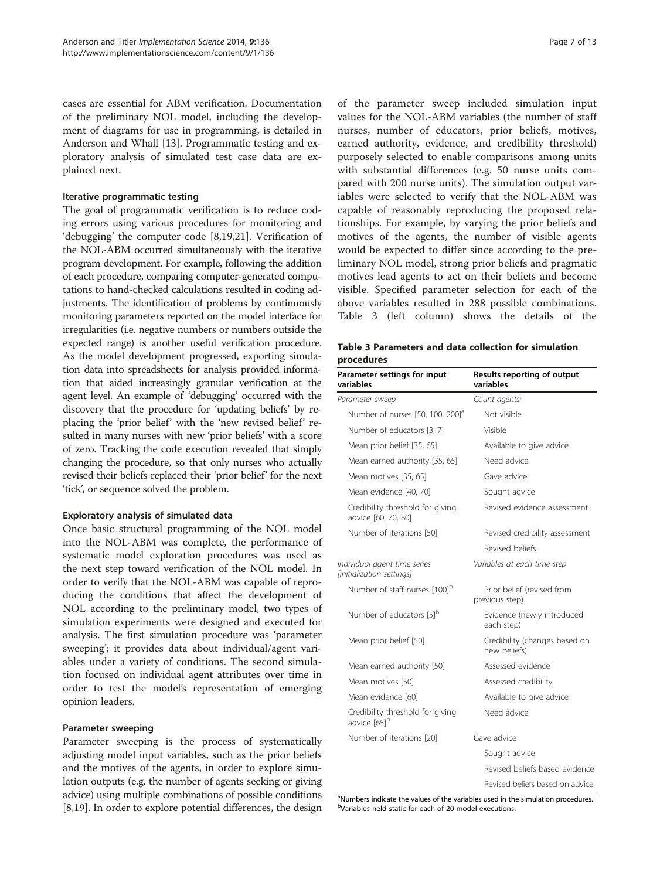cases are essential for ABM verification. Documentation of the preliminary NOL model, including the development of diagrams for use in programming, is detailed in Anderson and Whall [13]. Programmatic testing and exploratory analysis of simulated test case data are explained next.

#### Iterative programmatic testing

The goal of programmatic verification is to reduce coding errors using various procedures for monitoring and 'debugging' the computer code [8,19,21]. Verification of the NOL-ABM occurred simultaneously with the iterative program development. For example, following the addition of each procedure, comparing computer-generated computations to hand-checked calculations resulted in coding adjustments. The identification of problems by continuously monitoring parameters reported on the model interface for irregularities (i.e. negative numbers or numbers outside the expected range) is another useful verification procedure. As the model development progressed, exporting simulation data into spreadsheets for analysis provided information that aided increasingly granular verification at the agent level. An example of 'debugging' occurred with the discovery that the procedure for 'updating beliefs' by replacing the 'prior belief' with the 'new revised belief' resulted in many nurses with new 'prior beliefs' with a score of zero. Tracking the code execution revealed that simply changing the procedure, so that only nurses who actually revised their beliefs replaced their 'prior belief' for the next 'tick', or sequence solved the problem.

#### Exploratory analysis of simulated data

Once basic structural programming of the NOL model into the NOL-ABM was complete, the performance of systematic model exploration procedures was used as the next step toward verification of the NOL model. In order to verify that the NOL-ABM was capable of reproducing the conditions that affect the development of NOL according to the preliminary model, two types of simulation experiments were designed and executed for analysis. The first simulation procedure was 'parameter sweeping'; it provides data about individual/agent variables under a variety of conditions. The second simulation focused on individual agent attributes over time in order to test the model's representation of emerging opinion leaders.

#### Parameter sweeping

Parameter sweeping is the process of systematically adjusting model input variables, such as the prior beliefs and the motives of the agents, in order to explore simulation outputs (e.g. the number of agents seeking or giving advice) using multiple combinations of possible conditions [8,19]. In order to explore potential differences, the design of the parameter sweep included simulation input values for the NOL-ABM variables (the number of staff nurses, number of educators, prior beliefs, motives, earned authority, evidence, and credibility threshold) purposely selected to enable comparisons among units with substantial differences (e.g. 50 nurse units compared with 200 nurse units). The simulation output variables were selected to verify that the NOL-ABM was capable of reasonably reproducing the proposed relationships. For example, by varying the prior beliefs and motives of the agents, the number of visible agents would be expected to differ since according to the preliminary NOL model, strong prior beliefs and pragmatic motives lead agents to act on their beliefs and become visible. Specified parameter selection for each of the above variables resulted in 288 possible combinations. Table 3 (left column) shows the details of the

**Table 3 Parameters and data collection for simulation procedures**

| Parameter settings for input variables | Results reporting of output variables |
|---|---|
| *Parameter sweep* | *Count agents:* |
| Number of nurses [50, 100, 200][a] | Not visible |
| Number of educators [3, 7] | Visible |
| Mean prior belief [35, 65] | Available to give advice |
| Mean earned authority [35, 65] | Need advice |
| Mean motives [35, 65] | Gave advice |
| Mean evidence [40, 70] | Sought advice |
| Credibility threshold for giving advice [60, 70, 80] | Revised evidence assessment |
| Number of iterations [50] | Revised credibility assessment |
| | Revised beliefs |
| *Individual agent time series [initialization settings]* | *Variables at each time step* |
| Number of staff nurses [100][b] | Prior belief (revised from previous step) |
| Number of educators [5][b] | Evidence (newly introduced each step) |
| Mean prior belief [50] | Credibility (changes based on new beliefs) |
| Mean earned authority [50] | Assessed evidence |
| Mean motives [50] | Assessed credibility |
| Mean evidence [60] | Available to give advice |
| Credibility threshold for giving advice [65][b] | Need advice |
| Number of iterations [20] | Gave advice |
| | Sought advice |
| | Revised beliefs based evidence |
| | Revised beliefs based on advice |

[a]Numbers indicate the values of the variables used in the simulation procedures.
[b]Variables held static for each of 20 model executions.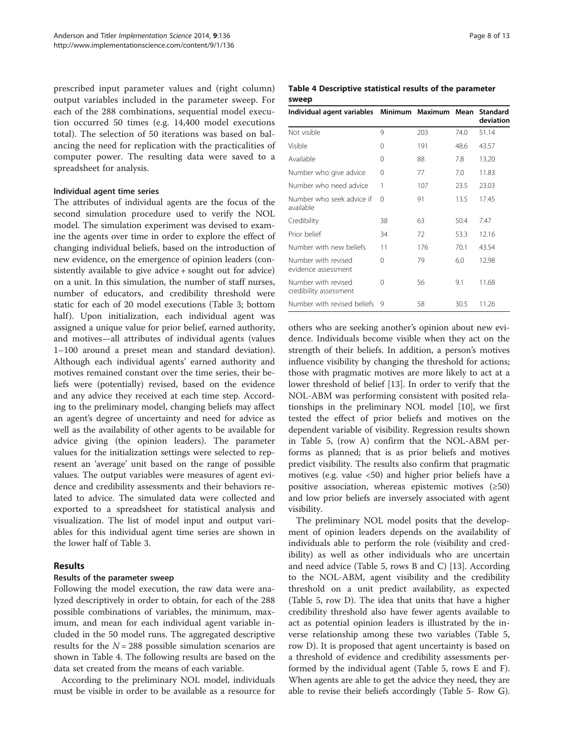prescribed input parameter values and (right column) output variables included in the parameter sweep. For each of the 288 combinations, sequential model execution occurred 50 times (e.g. 14,400 model executions total). The selection of 50 iterations was based on balancing the need for replication with the practicalities of computer power. The resulting data were saved to a spreadsheet for analysis.

#### Individual agent time series

The attributes of individual agents are the focus of the second simulation procedure used to verify the NOL model. The simulation experiment was devised to examine the agents over time in order to explore the effect of changing individual beliefs, based on the introduction of new evidence, on the emergence of opinion leaders (consistently available to give advice + sought out for advice) on a unit. In this simulation, the number of staff nurses, number of educators, and credibility threshold were static for each of 20 model executions (Table 3; bottom half). Upon initialization, each individual agent was assigned a unique value for prior belief, earned authority, and motives—all attributes of individual agents (values 1–100 around a preset mean and standard deviation). Although each individual agents' earned authority and motives remained constant over the time series, their beliefs were (potentially) revised, based on the evidence and any advice they received at each time step. According to the preliminary model, changing beliefs may affect an agent's degree of uncertainty and need for advice as well as the availability of other agents to be available for advice giving (the opinion leaders). The parameter values for the initialization settings were selected to represent an 'average' unit based on the range of possible values. The output variables were measures of agent evidence and credibility assessments and their behaviors related to advice. The simulated data were collected and exported to a spreadsheet for statistical analysis and visualization. The list of model input and output variables for this individual agent time series are shown in the lower half of Table 3.

## Results

### Results of the parameter sweep

Following the model execution, the raw data were analyzed descriptively in order to obtain, for each of the 288 possible combinations of variables, the minimum, maximum, and mean for each individual agent variable included in the 50 model runs. The aggregated descriptive results for the $N = 288$ possible simulation scenarios are shown in Table 4. The following results are based on the data set created from the means of each variable.

According to the preliminary NOL model, individuals must be visible in order to be available as a resource for others who are seeking another's opinion about new evidence. Individuals become visible when they act on the strength of their beliefs. In addition, a person's motives influence visibility by changing the threshold for actions; those with pragmatic motives are more likely to act at a lower threshold of belief [13]. In order to verify that the NOL-ABM was performing consistent with posited relationships in the preliminary NOL model [10], we first tested the effect of prior beliefs and motives on the dependent variable of visibility. Regression results shown in Table 5, (row A) confirm that the NOL-ABM performs as planned; that is as prior beliefs and motives predict visibility. The results also confirm that pragmatic motives (e.g. value <50) and higher prior beliefs have a positive association, whereas epistemic motives (≥50) and low prior beliefs are inversely associated with agent visibility.

The preliminary NOL model posits that the development of opinion leaders depends on the availability of individuals able to perform the role (visibility and credibility) as well as other individuals who are uncertain and need advice (Table 5, rows B and C) [13]. According to the NOL-ABM, agent visibility and the credibility threshold on a unit predict availability, as expected (Table 5, row D). The idea that units that have a higher credibility threshold also have fewer agents available to act as potential opinion leaders is illustrated by the inverse relationship among these two variables (Table 5, row D). It is proposed that agent uncertainty is based on a threshold of evidence and credibility assessments performed by the individual agent (Table 5, rows E and F). When agents are able to get the advice they need, they are able to revise their beliefs accordingly (Table 5- Row G).

**Table 4 Descriptive statistical results of the parameter sweep**

| Individual agent variables | Minimum | Maximum | Mean | Standard deviation |
|---|---|---|---|---|
| Not visible | 9 | 203 | 74.0 | 51.14 |
| Visible | 0 | 191 | 48.6 | 43.57 |
| Available | 0 | 88 | 7.8 | 13.20 |
| Number who give advice | 0 | 77 | 7.0 | 11.83 |
| Number who need advice | 1 | 107 | 23.5 | 23.03 |
| Number who seek advice if available | 0 | 91 | 13.5 | 17.45 |
| Credibility | 38 | 63 | 50.4 | 7.47 |
| Prior belief | 34 | 72 | 53.3 | 12.16 |
| Number with new beliefs | 11 | 176 | 70.1 | 43.54 |
| Number with revised evidence assessment | 0 | 79 | 6.0 | 12.98 |
| Number with revised credibility assessment | 0 | 56 | 9.1 | 11.68 |
| Number with revised beliefs | 9 | 58 | 30.5 | 11.26 |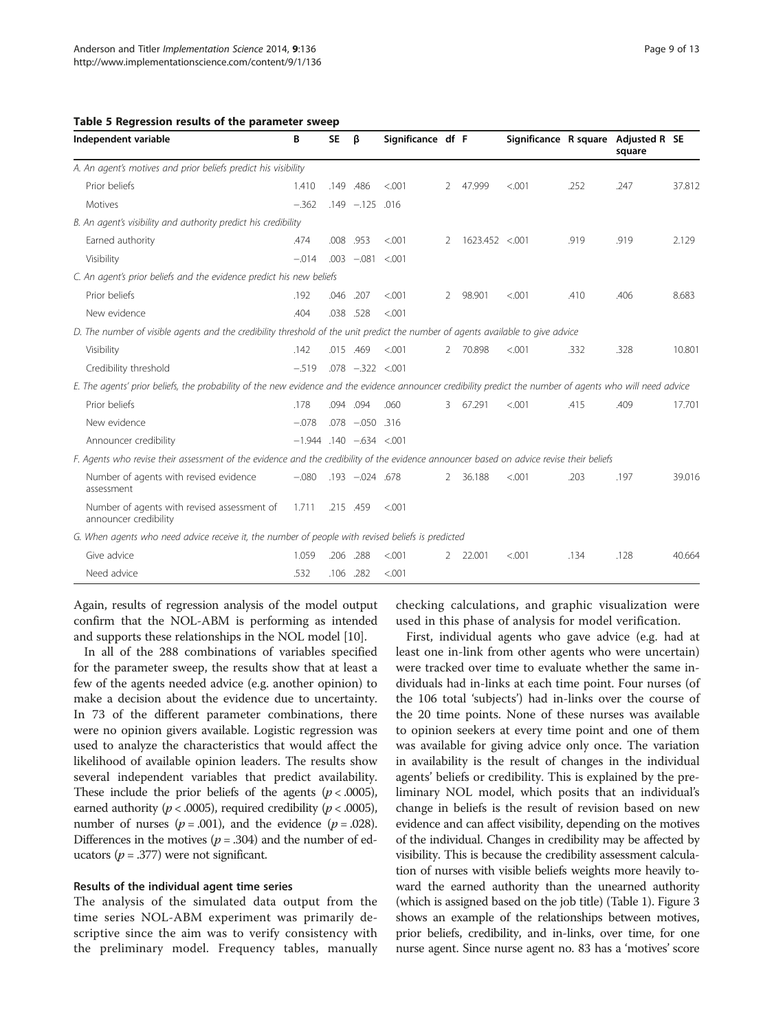**Table 5 Regression results of the parameter sweep**

| Independent variable | B | SE | β | Significance | df | F | Significance | R square | Adjusted R square | SE |
|---|---|---|---|---|---|---|---|---|---|---|
| *A. An agent's motives and prior beliefs predict his visibility* | | | | | | | | | | |
| Prior beliefs | 1.410 | .149 | .486 | <.001 | 2 | 47.999 | <.001 | .252 | .247 | 37.812 |
| Motives | −.362 | .149 | −.125 | .016 | | | | | | |
| *B. An agent's visibility and authority predict his credibility* | | | | | | | | | | |
| Earned authority | .474 | .008 | .953 | <.001 | 2 | 1623.452 | <.001 | .919 | .919 | 2.129 |
| Visibility | −.014 | .003 | −.081 | <.001 | | | | | | |
| *C. An agent's prior beliefs and the evidence predict his new beliefs* | | | | | | | | | | |
| Prior beliefs | .192 | .046 | .207 | <.001 | 2 | 98.901 | <.001 | .410 | .406 | 8.683 |
| New evidence | .404 | .038 | .528 | <.001 | | | | | | |
| *D. The number of visible agents and the credibility threshold of the unit predict the number of agents available to give advice* | | | | | | | | | | |
| Visibility | .142 | .015 | .469 | <.001 | 2 | 70.898 | <.001 | .332 | .328 | 10.801 |
| Credibility threshold | −.519 | .078 | −.322 | <.001 | | | | | | |
| *E. The agents' prior beliefs, the probability of the new evidence and the evidence announcer credibility predict the number of agents who will need advice* | | | | | | | | | | |
| Prior beliefs | .178 | .094 | .094 | .060 | 3 | 67.291 | <.001 | .415 | .409 | 17.701 |
| New evidence | −.078 | .078 | −.050 | .316 | | | | | | |
| Announcer credibility | −1.944 | .140 | −.634 | <.001 | | | | | | |
| *F. Agents who revise their assessment of the evidence and the credibility of the evidence announcer based on advice revise their beliefs* | | | | | | | | | | |
| Number of agents with revised evidence assessment | −.080 | .193 | −.024 | .678 | 2 | 36.188 | <.001 | .203 | .197 | 39.016 |
| Number of agents with revised assessment of announcer credibility | 1.711 | .215 | .459 | <.001 | | | | | | |
| *G. When agents who need advice receive it, the number of people with revised beliefs is predicted* | | | | | | | | | | |
| Give advice | 1.059 | .206 | .288 | <.001 | 2 | 22.001 | <.001 | .134 | .128 | 40.664 |
| Need advice | .532 | .106 | .282 | <.001 | | | | | | |

Again, results of regression analysis of the model output confirm that the NOL-ABM is performing as intended and supports these relationships in the NOL model [10].

In all of the 288 combinations of variables specified for the parameter sweep, the results show that at least a few of the agents needed advice (e.g. another opinion) to make a decision about the evidence due to uncertainty. In 73 of the different parameter combinations, there were no opinion givers available. Logistic regression was used to analyze the characteristics that would affect the likelihood of available opinion leaders. The results show several independent variables that predict availability. These include the prior beliefs of the agents ($p < .0005$), earned authority ($p < .0005$), required credibility ($p < .0005$), number of nurses ($p = .001$), and the evidence ($p = .028$). Differences in the motives ($p = .304$) and the number of educators ($p = .377$) were not significant.

### Results of the individual agent time series

The analysis of the simulated data output from the time series NOL-ABM experiment was primarily descriptive since the aim was to verify consistency with the preliminary model. Frequency tables, manually checking calculations, and graphic visualization were used in this phase of analysis for model verification.

First, individual agents who gave advice (e.g. had at least one in-link from other agents who were uncertain) were tracked over time to evaluate whether the same individuals had in-links at each time point. Four nurses (of the 106 total 'subjects') had in-links over the course of the 20 time points. None of these nurses was available to opinion seekers at every time point and one of them was available for giving advice only once. The variation in availability is the result of changes in the individual agents' beliefs or credibility. This is explained by the preliminary NOL model, which posits that an individual's change in beliefs is the result of revision based on new evidence and can affect visibility, depending on the motives of the individual. Changes in credibility may be affected by visibility. This is because the credibility assessment calculation of nurses with visible beliefs weights more heavily toward the earned authority than the unearned authority (which is assigned based on the job title) (Table 1). Figure 3 shows an example of the relationships between motives, prior beliefs, credibility, and in-links, over time, for one nurse agent. Since nurse agent no. 83 has a 'motives' score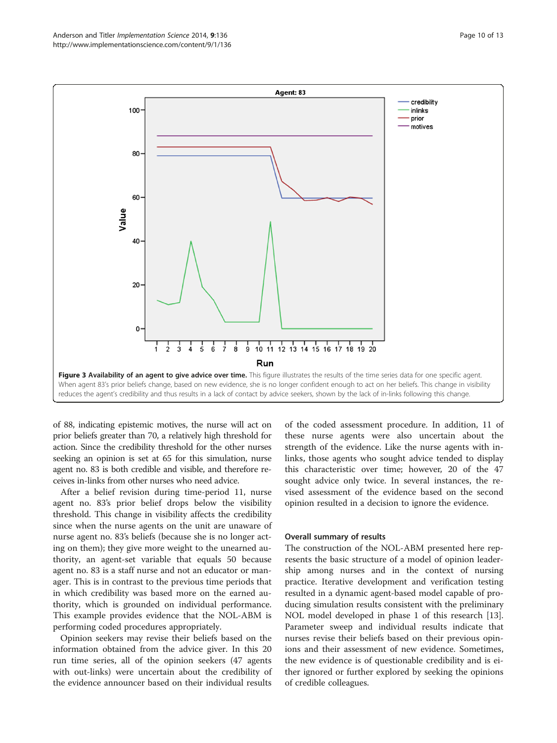**Figure 3 Availability of an agent to give advice over time.** This figure illustrates the results of the time series data for one specific agent. When agent 83's prior beliefs change, based on new evidence, she is no longer confident enough to act on her beliefs. This change in visibility reduces the agent's credibility and thus results in a lack of contact by advice seekers, shown by the lack of in-links following this change.

of 88, indicating epistemic motives, the nurse will act on prior beliefs greater than 70, a relatively high threshold for action. Since the credibility threshold for the other nurses seeking an opinion is set at 65 for this simulation, nurse agent no. 83 is both credible and visible, and therefore receives in-links from other nurses who need advice.

After a belief revision during time-period 11, nurse agent no. 83's prior belief drops below the visibility threshold. This change in visibility affects the credibility since when the nurse agents on the unit are unaware of nurse agent no. 83's beliefs (because she is no longer acting on them); they give more weight to the unearned authority, an agent-set variable that equals 50 because agent no. 83 is a staff nurse and not an educator or manager. This is in contrast to the previous time periods that in which credibility was based more on the earned authority, which is grounded on individual performance. This example provides evidence that the NOL-ABM is performing coded procedures appropriately.

Opinion seekers may revise their beliefs based on the information obtained from the advice giver. In this 20 run time series, all of the opinion seekers (47 agents with out-links) were uncertain about the credibility of the evidence announcer based on their individual results of the coded assessment procedure. In addition, 11 of these nurse agents were also uncertain about the strength of the evidence. Like the nurse agents with in-links, those agents who sought advice tended to display this characteristic over time; however, 20 of the 47 sought advice only twice. In several instances, the revised assessment of the evidence based on the second opinion resulted in a decision to ignore the evidence.

### Overall summary of results

The construction of the NOL-ABM presented here represents the basic structure of a model of opinion leadership among nurses and in the context of nursing practice. Iterative development and verification testing resulted in a dynamic agent-based model capable of producing simulation results consistent with the preliminary NOL model developed in phase 1 of this research [13]. Parameter sweep and individual results indicate that nurses revise their beliefs based on their previous opinions and their assessment of new evidence. Sometimes, the new evidence is of questionable credibility and is either ignored or further explored by seeking the opinions of credible colleagues.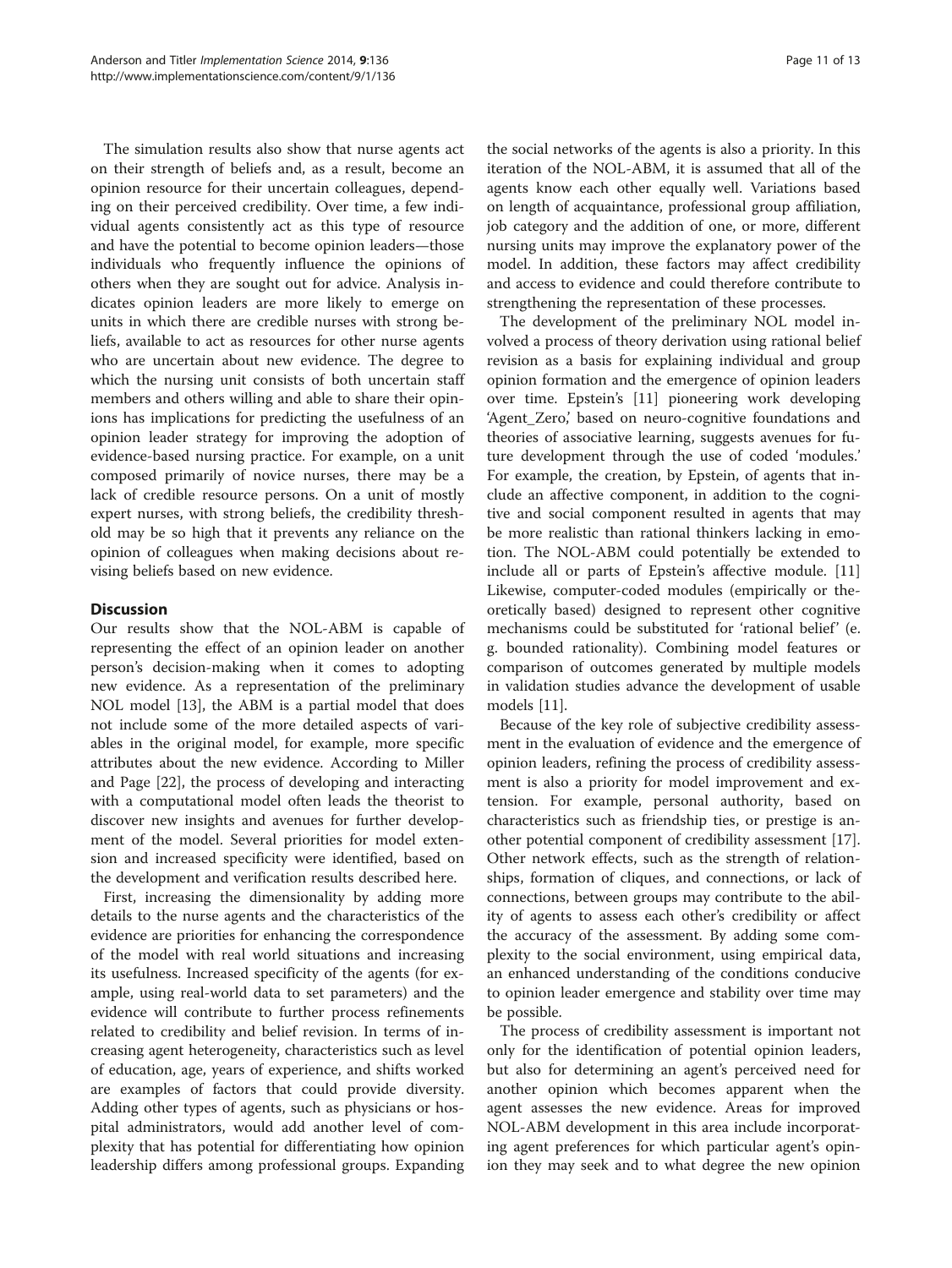The simulation results also show that nurse agents act on their strength of beliefs and, as a result, become an opinion resource for their uncertain colleagues, depending on their perceived credibility. Over time, a few individual agents consistently act as this type of resource and have the potential to become opinion leaders—those individuals who frequently influence the opinions of others when they are sought out for advice. Analysis indicates opinion leaders are more likely to emerge on units in which there are credible nurses with strong beliefs, available to act as resources for other nurse agents who are uncertain about new evidence. The degree to which the nursing unit consists of both uncertain staff members and others willing and able to share their opinions has implications for predicting the usefulness of an opinion leader strategy for improving the adoption of evidence-based nursing practice. For example, on a unit composed primarily of novice nurses, there may be a lack of credible resource persons. On a unit of mostly expert nurses, with strong beliefs, the credibility threshold may be so high that it prevents any reliance on the opinion of colleagues when making decisions about revising beliefs based on new evidence.

## Discussion

Our results show that the NOL-ABM is capable of representing the effect of an opinion leader on another person's decision-making when it comes to adopting new evidence. As a representation of the preliminary NOL model [13], the ABM is a partial model that does not include some of the more detailed aspects of variables in the original model, for example, more specific attributes about the new evidence. According to Miller and Page [22], the process of developing and interacting with a computational model often leads the theorist to discover new insights and avenues for further development of the model. Several priorities for model extension and increased specificity were identified, based on the development and verification results described here.

First, increasing the dimensionality by adding more details to the nurse agents and the characteristics of the evidence are priorities for enhancing the correspondence of the model with real world situations and increasing its usefulness. Increased specificity of the agents (for example, using real-world data to set parameters) and the evidence will contribute to further process refinements related to credibility and belief revision. In terms of increasing agent heterogeneity, characteristics such as level of education, age, years of experience, and shifts worked are examples of factors that could provide diversity. Adding other types of agents, such as physicians or hospital administrators, would add another level of complexity that has potential for differentiating how opinion leadership differs among professional groups. Expanding the social networks of the agents is also a priority. In this iteration of the NOL-ABM, it is assumed that all of the agents know each other equally well. Variations based on length of acquaintance, professional group affiliation, job category and the addition of one, or more, different nursing units may improve the explanatory power of the model. In addition, these factors may affect credibility and access to evidence and could therefore contribute to strengthening the representation of these processes.

The development of the preliminary NOL model involved a process of theory derivation using rational belief revision as a basis for explaining individual and group opinion formation and the emergence of opinion leaders over time. Epstein's [11] pioneering work developing 'Agent_Zero', based on neuro-cognitive foundations and theories of associative learning, suggests avenues for future development through the use of coded 'modules.' For example, the creation, by Epstein, of agents that include an affective component, in addition to the cognitive and social component resulted in agents that may be more realistic than rational thinkers lacking in emotion. The NOL-ABM could potentially be extended to include all or parts of Epstein's affective module. [11] Likewise, computer-coded modules (empirically or theoretically based) designed to represent other cognitive mechanisms could be substituted for 'rational belief' (e.g. bounded rationality). Combining model features or comparison of outcomes generated by multiple models in validation studies advance the development of usable models [11].

Because of the key role of subjective credibility assessment in the evaluation of evidence and the emergence of opinion leaders, refining the process of credibility assessment is also a priority for model improvement and extension. For example, personal authority, based on characteristics such as friendship ties, or prestige is another potential component of credibility assessment [17]. Other network effects, such as the strength of relationships, formation of cliques, and connections, or lack of connections, between groups may contribute to the ability of agents to assess each other's credibility or affect the accuracy of the assessment. By adding some complexity to the social environment, using empirical data, an enhanced understanding of the conditions conducive to opinion leader emergence and stability over time may be possible.

The process of credibility assessment is important not only for the identification of potential opinion leaders, but also for determining an agent's perceived need for another opinion which becomes apparent when the agent assesses the new evidence. Areas for improved NOL-ABM development in this area include incorporating agent preferences for which particular agent's opinion they may seek and to what degree the new opinion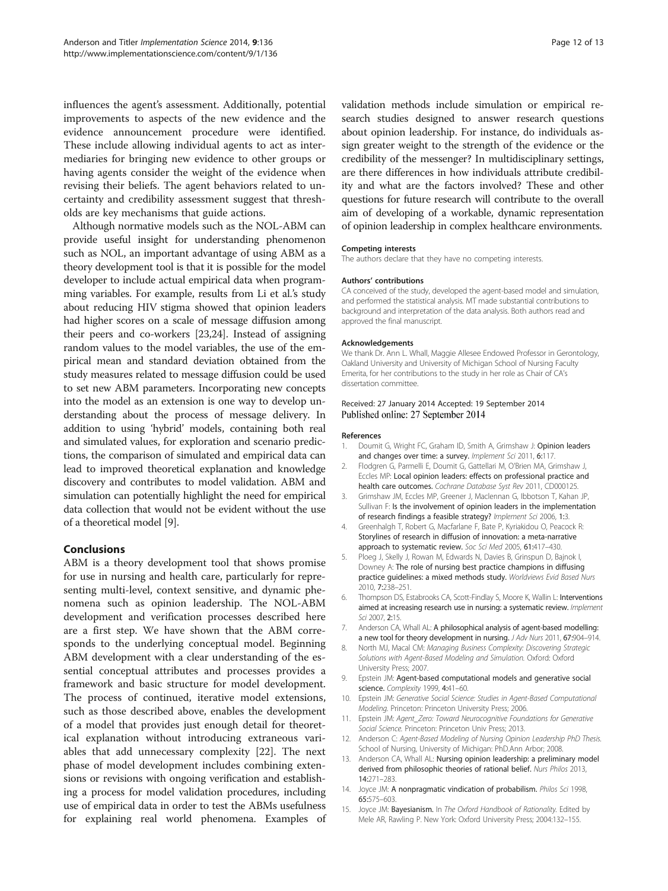influences the agent's assessment. Additionally, potential improvements to aspects of the new evidence and the evidence announcement procedure were identified. These include allowing individual agents to act as intermediaries for bringing new evidence to other groups or having agents consider the weight of the evidence when revising their beliefs. The agent behaviors related to uncertainty and credibility assessment suggest that thresholds are key mechanisms that guide actions.

Although normative models such as the NOL-ABM can provide useful insight for understanding phenomenon such as NOL, an important advantage of using ABM as a theory development tool is that it is possible for the model developer to include actual empirical data when programming variables. For example, results from Li et al.'s study about reducing HIV stigma showed that opinion leaders had higher scores on a scale of message diffusion among their peers and co-workers [23,24]. Instead of assigning random values to the model variables, the use of the empirical mean and standard deviation obtained from the study measures related to message diffusion could be used to set new ABM parameters. Incorporating new concepts into the model as an extension is one way to develop understanding about the process of message delivery. In addition to using 'hybrid' models, containing both real and simulated values, for exploration and scenario predictions, the comparison of simulated and empirical data can lead to improved theoretical explanation and knowledge discovery and contributes to model validation. ABM and simulation can potentially highlight the need for empirical data collection that would not be evident without the use of a theoretical model [9].

## Conclusions

ABM is a theory development tool that shows promise for use in nursing and health care, particularly for representing multi-level, context sensitive, and dynamic phenomena such as opinion leadership. The NOL-ABM development and verification processes described here are a first step. We have shown that the ABM corresponds to the underlying conceptual model. Beginning ABM development with a clear understanding of the essential conceptual attributes and processes provides a framework and basic structure for model development. The process of continued, iterative model extensions, such as those described above, enables the development of a model that provides just enough detail for theoretical explanation without introducing extraneous variables that add unnecessary complexity [22]. The next phase of model development includes combining extensions or revisions with ongoing verification and establishing a process for model validation procedures, including use of empirical data in order to test the ABMs usefulness for explaining real world phenomena. Examples of validation methods include simulation or empirical research studies designed to answer research questions about opinion leadership. For instance, do individuals assign greater weight to the strength of the evidence or the credibility of the messenger? In multidisciplinary settings, are there differences in how individuals attribute credibility and what are the factors involved? These and other questions for future research will contribute to the overall aim of developing of a workable, dynamic representation of opinion leadership in complex healthcare environments.

#### Competing interests

The authors declare that they have no competing interests.

#### Authors' contributions

CA conceived of the study, developed the agent-based model and simulation, and performed the statistical analysis. MT made substantial contributions to background and interpretation of the data analysis. Both authors read and approved the final manuscript.

#### Acknowledgements

We thank Dr. Ann L. Whall, Maggie Allesee Endowed Professor in Gerontology, Oakland University and University of Michigan School of Nursing Faculty Emerita, for her contributions to the study in her role as Chair of CA's dissertation committee.

Received: 27 January 2014 Accepted: 19 September 2014
Published online: 27 September 2014

#### References

1. Doumit G, Wright FC, Graham ID, Smith A, Grimshaw J: **Opinion leaders and changes over time: a survey.** *Implement Sci* 2011, **6**:117.
2. Flodgren G, Parmelli E, Doumit G, Gattellari M, O'Brien MA, Grimshaw J, Eccles MP: **Local opinion leaders: effects on professional practice and health care outcomes.** *Cochrane Database Syst Rev* 2011, CD000125.
3. Grimshaw JM, Eccles MP, Greener J, Maclennan G, Ibbotson T, Kahan JP, Sullivan F: **Is the involvement of opinion leaders in the implementation of research findings a feasible strategy?** *Implement Sci* 2006, **1**:3.
4. Greenhalgh T, Robert G, Macfarlane F, Bate P, Kyriakidou O, Peacock R: **Storylines of research in diffusion of innovation: a meta-narrative approach to systematic review.** *Soc Sci Med* 2005, **61**:417–430.
5. Ploeg J, Skelly J, Rowan M, Edwards N, Davies B, Grinspun D, Bajnok I, Downey A: **The role of nursing best practice champions in diffusing practice guidelines: a mixed methods study.** *Worldviews Evid Based Nurs* 2010, **7**:238–251.
6. Thompson DS, Estabrooks CA, Scott-Findlay S, Moore K, Wallin L: **Interventions aimed at increasing research use in nursing: a systematic review.** *Implement Sci* 2007, **2**:15.
7. Anderson CA, Whall AL: **A philosophical analysis of agent-based modelling: a new tool for theory development in nursing.** *J Adv Nurs* 2011, **67**:904–914.
8. North MJ, Macal CM: *Managing Business Complexity: Discovering Strategic Solutions with Agent-Based Modeling and Simulation.* Oxford: Oxford University Press; 2007.
9. Epstein JM: **Agent-based computational models and generative social science.** *Complexity* 1999, **4**:41–60.
10. Epstein JM: *Generative Social Science: Studies in Agent-Based Computational Modeling.* Princeton: Princeton University Press; 2006.
11. Epstein JM: *Agent_Zero: Toward Neurocognitive Foundations for Generative Social Science.* Princeton: Princeton Univ Press; 2013.
12. Anderson C: *Agent-Based Modeling of Nursing Opinion Leadership PhD Thesis.* School of Nursing, University of Michigan: PhD.Ann Arbor; 2008.
13. Anderson CA, Whall AL: **Nursing opinion leadership: a preliminary model derived from philosophic theories of rational belief.** *Nurs Philos* 2013, **14**:271–283.
14. Joyce JM: **A nonpragmatic vindication of probabilism.** *Philos Sci* 1998, **65**:575–603.
15. Joyce JM: **Bayesianism.** In *The Oxford Handbook of Rationality.* Edited by Mele AR, Rawling P. New York: Oxford University Press; 2004:132–155.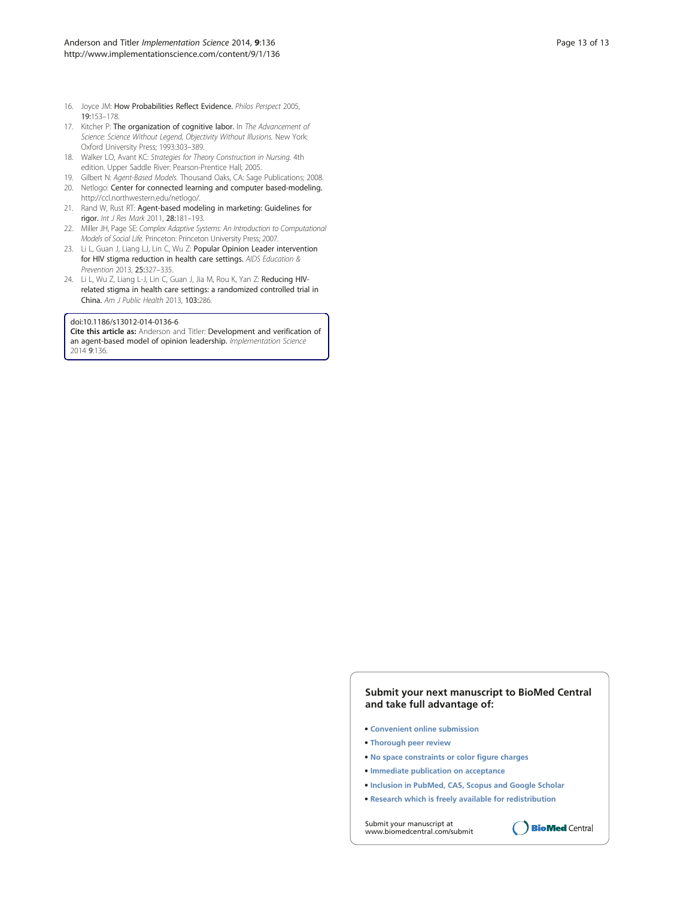16. Joyce JM: **How Probabilities Reflect Evidence.** *Philos Perspect* 2005, **19**:153–178.
17. Kitcher P: **The organization of cognitive labor.** In *The Advancement of Science: Science Without Legend, Objectivity Without Illusions.* New York: Oxford University Press; 1993:303–389.
18. Walker LO, Avant KC: *Strategies for Theory Construction in Nursing.* 4th edition. Upper Saddle River: Pearson-Prentice Hall; 2005.
19. Gilbert N: *Agent-Based Models.* Thousand Oaks, CA: Sage Publications; 2008.
20. Netlogo: **Center for connected learning and computer based-modeling.** http://ccl.northwestern.edu/netlogo/.
21. Rand W, Rust RT: **Agent-based modeling in marketing: Guidelines for rigor.** *Int J Res Mark* 2011, **28**:181–193.
22. Miller JH, Page SE: *Complex Adaptive Systems: An Introduction to Computational Models of Social Life.* Princeton: Princeton University Press; 2007.
23. Li L, Guan J, Liang LJ, Lin C, Wu Z: **Popular Opinion Leader intervention for HIV stigma reduction in health care settings.** *AIDS Education & Prevention* 2013, **25**:327–335.
24. Li L, Wu Z, Liang L-J, Lin C, Guan J, Jia M, Rou K, Yan Z: **Reducing HIV-related stigma in health care settings: a randomized controlled trial in China.** *Am J Public Health* 2013, **103**:286.

doi:10.1186/s13012-014-0136-6

**Cite this article as:** Anderson and Titler: Development and verification of an agent-based model of opinion leadership. *Implementation Science* 2014 **9**:136.

**Submit your next manuscript to BioMed Central and take full advantage of:**

- **Convenient online submission**
- **Thorough peer review**
- **No space constraints or color figure charges**
- **Immediate publication on acceptance**
- **Inclusion in PubMed, CAS, Scopus and Google Scholar**
- **Research which is freely available for redistribution**

Submit your manuscript at www.biomedcentral.com/submit

BioMed Central